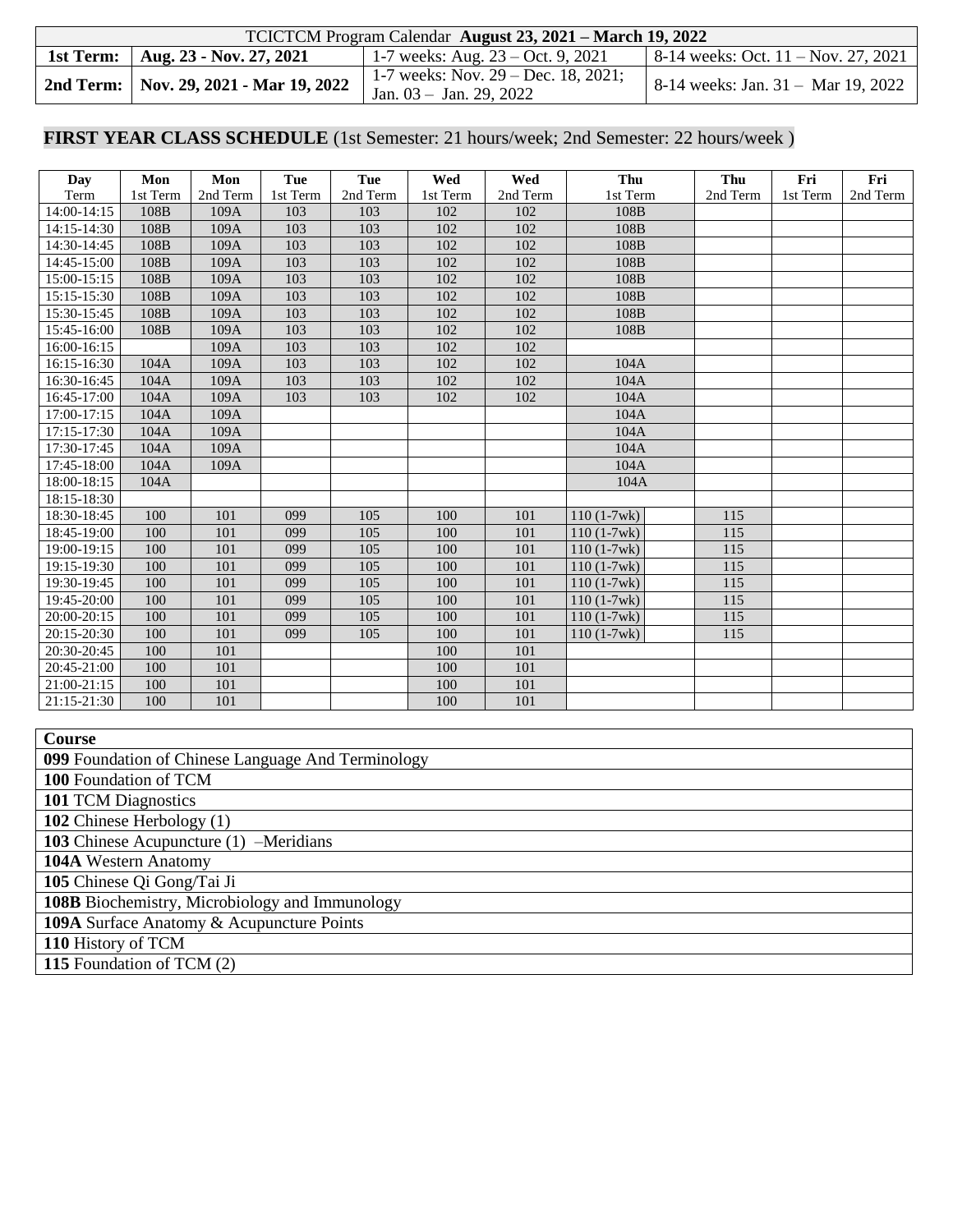| TCICTCM Program Calendar **August 23, 2021 – March 19, 2022** | | | |
|---|---|---|---|
| **1st Term:** | **Aug. 23 - Nov. 27, 2021** | 1-7 weeks: Aug. 23 – Oct. 9, 2021 | 8-14 weeks: Oct. 11 – Nov. 27, 2021 |
| **2nd Term:** | **Nov. 29, 2021 - Mar 19, 2022** | 1-7 weeks: Nov. 29 – Dec. 18, 2021; Jan. 03 – Jan. 29, 2022 | 8-14 weeks: Jan. 31 – Mar 19, 2022 |

## **FIRST YEAR CLASS SCHEDULE** (1st Semester: 21 hours/week; 2nd Semester: 22 hours/week )

| **Day** | **Mon** | **Mon** | **Tue** | **Tue** | **Wed** | **Wed** | **Thu** | **Thu** | **Fri** | **Fri** |
|---|---|---|---|---|---|---|---|---|---|---|
| Term | 1st Term | 2nd Term | 1st Term | 2nd Term | 1st Term | 2nd Term | 1st Term | 2nd Term | 1st Term | 2nd Term |
| 14:00-14:15 | 108B | 109A | 103 | 103 | 102 | 102 | 108B | | | |
| 14:15-14:30 | 108B | 109A | 103 | 103 | 102 | 102 | 108B | | | |
| 14:30-14:45 | 108B | 109A | 103 | 103 | 102 | 102 | 108B | | | |
| 14:45-15:00 | 108B | 109A | 103 | 103 | 102 | 102 | 108B | | | |
| 15:00-15:15 | 108B | 109A | 103 | 103 | 102 | 102 | 108B | | | |
| 15:15-15:30 | 108B | 109A | 103 | 103 | 102 | 102 | 108B | | | |
| 15:30-15:45 | 108B | 109A | 103 | 103 | 102 | 102 | 108B | | | |
| 15:45-16:00 | 108B | 109A | 103 | 103 | 102 | 102 | 108B | | | |
| 16:00-16:15 | | 109A | 103 | 103 | 102 | 102 | | | | |
| 16:15-16:30 | 104A | 109A | 103 | 103 | 102 | 102 | 104A | | | |
| 16:30-16:45 | 104A | 109A | 103 | 103 | 102 | 102 | 104A | | | |
| 16:45-17:00 | 104A | 109A | 103 | 103 | 102 | 102 | 104A | | | |
| 17:00-17:15 | 104A | 109A | | | | | 104A | | | |
| 17:15-17:30 | 104A | 109A | | | | | 104A | | | |
| 17:30-17:45 | 104A | 109A | | | | | 104A | | | |
| 17:45-18:00 | 104A | 109A | | | | | 104A | | | |
| 18:00-18:15 | 104A | | | | | | 104A | | | |
| 18:15-18:30 | | | | | | | | | | |
| 18:30-18:45 | 100 | 101 | 099 | 105 | 100 | 101 | 110 (1-7wk) | 115 | | |
| 18:45-19:00 | 100 | 101 | 099 | 105 | 100 | 101 | 110 (1-7wk) | 115 | | |
| 19:00-19:15 | 100 | 101 | 099 | 105 | 100 | 101 | 110 (1-7wk) | 115 | | |
| 19:15-19:30 | 100 | 101 | 099 | 105 | 100 | 101 | 110 (1-7wk) | 115 | | |
| 19:30-19:45 | 100 | 101 | 099 | 105 | 100 | 101 | 110 (1-7wk) | 115 | | |
| 19:45-20:00 | 100 | 101 | 099 | 105 | 100 | 101 | 110 (1-7wk) | 115 | | |
| 20:00-20:15 | 100 | 101 | 099 | 105 | 100 | 101 | 110 (1-7wk) | 115 | | |
| 20:15-20:30 | 100 | 101 | 099 | 105 | 100 | 101 | 110 (1-7wk) | 115 | | |
| 20:30-20:45 | 100 | 101 | | | 100 | 101 | | | | |
| 20:45-21:00 | 100 | 101 | | | 100 | 101 | | | | |
| 21:00-21:15 | 100 | 101 | | | 100 | 101 | | | | |
| 21:15-21:30 | 100 | 101 | | | 100 | 101 | | | | |

| **Course** |
|---|
| **099** Foundation of Chinese Language And Terminology |
| **100** Foundation of TCM |
| **101** TCM Diagnostics |
| **102** Chinese Herbology (1) |
| **103** Chinese Acupuncture (1) –Meridians |
| **104A** Western Anatomy |
| **105** Chinese Qi Gong/Tai Ji |
| **108B** Biochemistry, Microbiology and Immunology |
| **109A** Surface Anatomy & Acupuncture Points |
| **110** History of TCM |
| **115** Foundation of TCM (2) |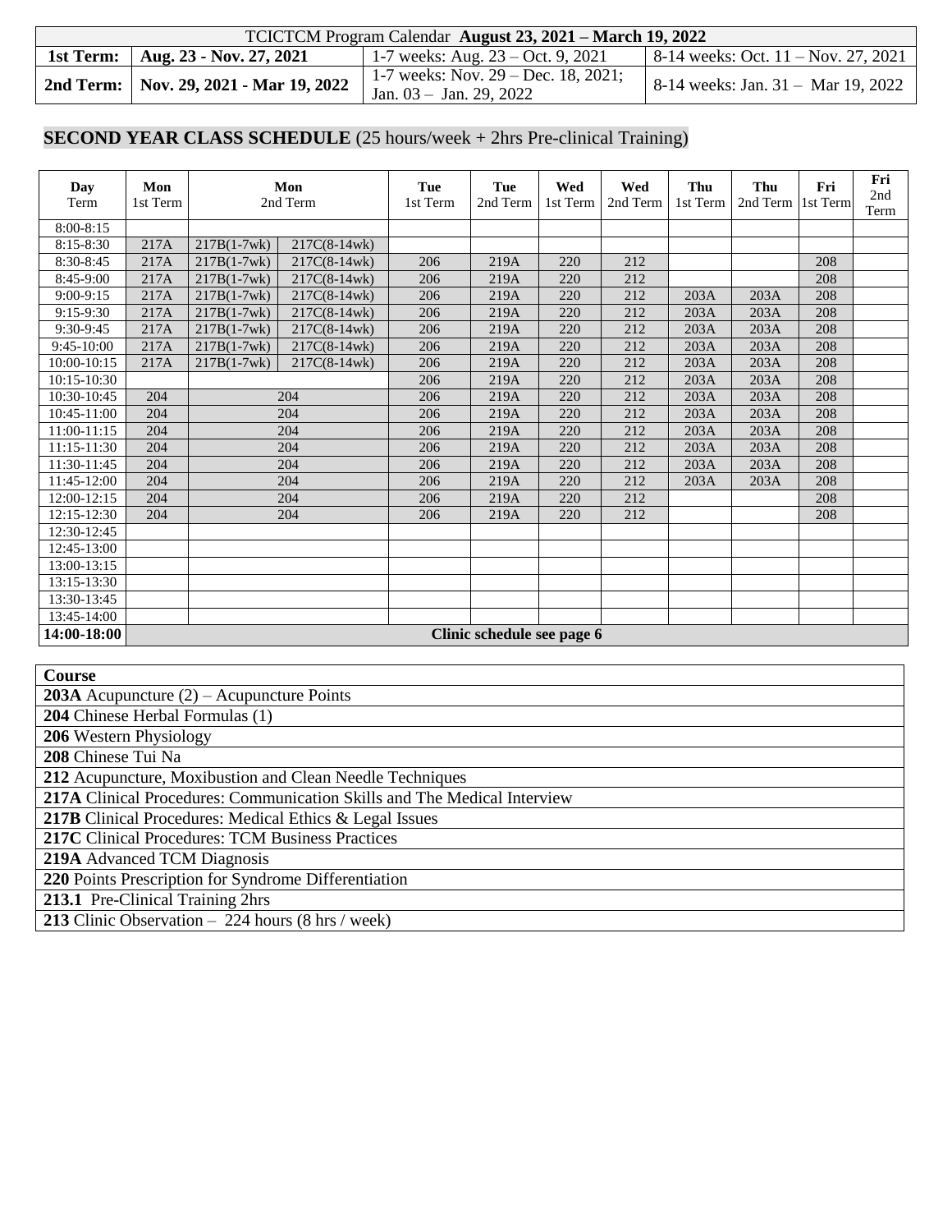| TCICTCM Program Calendar **August 23, 2021 – March 19, 2022** | | | |
|---|---|---|---|
| **1st Term:** | **Aug. 23 - Nov. 27, 2021** | 1-7 weeks: Aug. 23 – Oct. 9, 2021 | 8-14 weeks: Oct. 11 – Nov. 27, 2021 |
| **2nd Term:** | **Nov. 29, 2021 - Mar 19, 2022** | 1-7 weeks: Nov. 29 – Dec. 18, 2021; Jan. 03 – Jan. 29, 2022 | 8-14 weeks: Jan. 31 – Mar 19, 2022 |

## SECOND YEAR CLASS SCHEDULE (25 hours/week + 2hrs Pre-clinical Training)

| Day Term | Mon 1st Term | Mon 2nd Term | | Tue 1st Term | Tue 2nd Term | Wed 1st Term | Wed 2nd Term | Thu 1st Term | Thu 2nd Term | Fri 1st Term | Fri 2nd Term |
|---|---|---|---|---|---|---|---|---|---|---|---|
| 8:00-8:15 | | | | | | | | | | | |
| 8:15-8:30 | 217A | 217B(1-7wk) | 217C(8-14wk) | | | | | | | | |
| 8:30-8:45 | 217A | 217B(1-7wk) | 217C(8-14wk) | 206 | 219A | 220 | 212 | | | 208 | |
| 8:45-9:00 | 217A | 217B(1-7wk) | 217C(8-14wk) | 206 | 219A | 220 | 212 | | | 208 | |
| 9:00-9:15 | 217A | 217B(1-7wk) | 217C(8-14wk) | 206 | 219A | 220 | 212 | 203A | 203A | 208 | |
| 9:15-9:30 | 217A | 217B(1-7wk) | 217C(8-14wk) | 206 | 219A | 220 | 212 | 203A | 203A | 208 | |
| 9:30-9:45 | 217A | 217B(1-7wk) | 217C(8-14wk) | 206 | 219A | 220 | 212 | 203A | 203A | 208 | |
| 9:45-10:00 | 217A | 217B(1-7wk) | 217C(8-14wk) | 206 | 219A | 220 | 212 | 203A | 203A | 208 | |
| 10:00-10:15 | 217A | 217B(1-7wk) | 217C(8-14wk) | 206 | 219A | 220 | 212 | 203A | 203A | 208 | |
| 10:15-10:30 | | | | 206 | 219A | 220 | 212 | 203A | 203A | 208 | |
| 10:30-10:45 | 204 | 204 | | 206 | 219A | 220 | 212 | 203A | 203A | 208 | |
| 10:45-11:00 | 204 | 204 | | 206 | 219A | 220 | 212 | 203A | 203A | 208 | |
| 11:00-11:15 | 204 | 204 | | 206 | 219A | 220 | 212 | 203A | 203A | 208 | |
| 11:15-11:30 | 204 | 204 | | 206 | 219A | 220 | 212 | 203A | 203A | 208 | |
| 11:30-11:45 | 204 | 204 | | 206 | 219A | 220 | 212 | 203A | 203A | 208 | |
| 11:45-12:00 | 204 | 204 | | 206 | 219A | 220 | 212 | 203A | 203A | 208 | |
| 12:00-12:15 | 204 | 204 | | 206 | 219A | 220 | 212 | | | 208 | |
| 12:15-12:30 | 204 | 204 | | 206 | 219A | 220 | 212 | | | 208 | |
| 12:30-12:45 | | | | | | | | | | | |
| 12:45-13:00 | | | | | | | | | | | |
| 13:00-13:15 | | | | | | | | | | | |
| 13:15-13:30 | | | | | | | | | | | |
| 13:30-13:45 | | | | | | | | | | | |
| 13:45-14:00 | | | | | | | | | | | |
| **14:00-18:00** | **Clinic schedule see page 6** | | | | | | | | | | |

| Course |
|---|
| **203A** Acupuncture (2) – Acupuncture Points |
| **204** Chinese Herbal Formulas (1) |
| **206** Western Physiology |
| **208** Chinese Tui Na |
| **212** Acupuncture, Moxibustion and Clean Needle Techniques |
| **217A** Clinical Procedures: Communication Skills and The Medical Interview |
| **217B** Clinical Procedures: Medical Ethics & Legal Issues |
| **217C** Clinical Procedures: TCM Business Practices |
| **219A** Advanced TCM Diagnosis |
| **220** Points Prescription for Syndrome Differentiation |
| **213.1** Pre-Clinical Training 2hrs |
| **213** Clinic Observation – 224 hours (8 hrs / week) |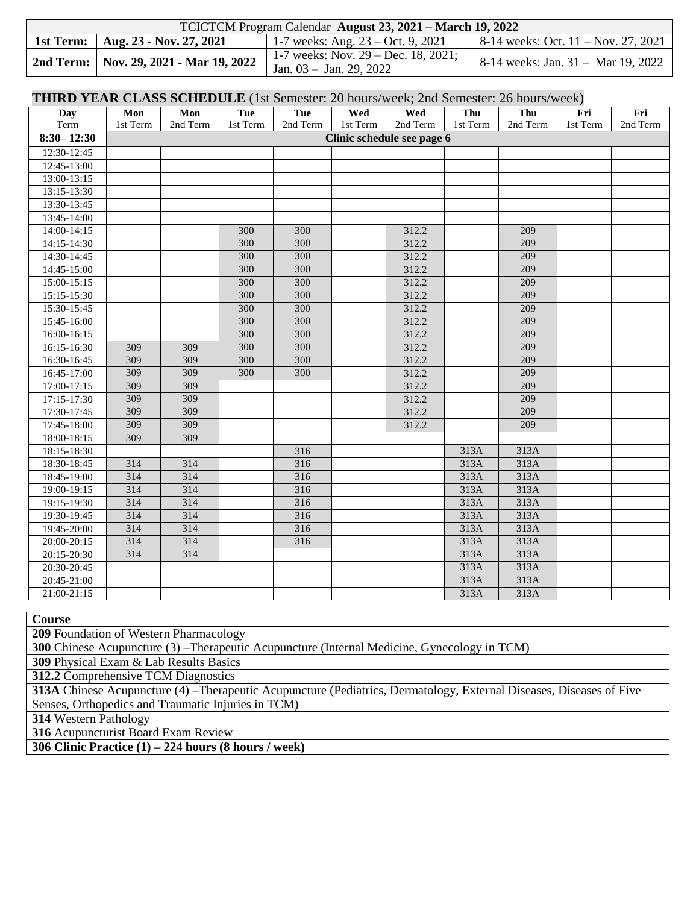| TCICTCM Program Calendar **August 23, 2021 – March 19, 2022** | | | |
|---|---|---|---|
| **1st Term:** | **Aug. 23 - Nov. 27, 2021** | 1-7 weeks: Aug. 23 – Oct. 9, 2021 | 8-14 weeks: Oct. 11 – Nov. 27, 2021 |
| **2nd Term:** | **Nov. 29, 2021 - Mar 19, 2022** | 1-7 weeks: Nov. 29 – Dec. 18, 2021; Jan. 03 – Jan. 29, 2022 | 8-14 weeks: Jan. 31 – Mar 19, 2022 |

## THIRD YEAR CLASS SCHEDULE (1st Semester: 20 hours/week; 2nd Semester: 26 hours/week)

| Day Term | Mon 1st Term | Mon 2nd Term | Tue 1st Term | Tue 2nd Term | Wed 1st Term | Wed 2nd Term | Thu 1st Term | Thu 2nd Term | Fri 1st Term | Fri 2nd Term |
|---|---|---|---|---|---|---|---|---|---|---|
| **8:30– 12:30** | **Clinic schedule see page 6** | | | | | | | | | |
| 12:30-12:45 | | | | | | | | | | |
| 12:45-13:00 | | | | | | | | | | |
| 13:00-13:15 | | | | | | | | | | |
| 13:15-13:30 | | | | | | | | | | |
| 13:30-13:45 | | | | | | | | | | |
| 13:45-14:00 | | | | | | | | | | |
| 14:00-14:15 | | | 300 | 300 | | 312.2 | | 209 | | |
| 14:15-14:30 | | | 300 | 300 | | 312.2 | | 209 | | |
| 14:30-14:45 | | | 300 | 300 | | 312.2 | | 209 | | |
| 14:45-15:00 | | | 300 | 300 | | 312.2 | | 209 | | |
| 15:00-15:15 | | | 300 | 300 | | 312.2 | | 209 | | |
| 15:15-15:30 | | | 300 | 300 | | 312.2 | | 209 | | |
| 15:30-15:45 | | | 300 | 300 | | 312.2 | | 209 | | |
| 15:45-16:00 | | | 300 | 300 | | 312.2 | | 209 | | |
| 16:00-16:15 | | | 300 | 300 | | 312.2 | | 209 | | |
| 16:15-16:30 | 309 | 309 | 300 | 300 | | 312.2 | | 209 | | |
| 16:30-16:45 | 309 | 309 | 300 | 300 | | 312.2 | | 209 | | |
| 16:45-17:00 | 309 | 309 | 300 | 300 | | 312.2 | | 209 | | |
| 17:00-17:15 | 309 | 309 | | | | 312.2 | | 209 | | |
| 17:15-17:30 | 309 | 309 | | | | 312.2 | | 209 | | |
| 17:30-17:45 | 309 | 309 | | | | 312.2 | | 209 | | |
| 17:45-18:00 | 309 | 309 | | | | 312.2 | | 209 | | |
| 18:00-18:15 | 309 | 309 | | | | | | | | |
| 18:15-18:30 | | | | 316 | | | 313A | 313A | | |
| 18:30-18:45 | 314 | 314 | | 316 | | | 313A | 313A | | |
| 18:45-19:00 | 314 | 314 | | 316 | | | 313A | 313A | | |
| 19:00-19:15 | 314 | 314 | | 316 | | | 313A | 313A | | |
| 19:15-19:30 | 314 | 314 | | 316 | | | 313A | 313A | | |
| 19:30-19:45 | 314 | 314 | | 316 | | | 313A | 313A | | |
| 19:45-20:00 | 314 | 314 | | 316 | | | 313A | 313A | | |
| 20:00-20:15 | 314 | 314 | | 316 | | | 313A | 313A | | |
| 20:15-20:30 | 314 | 314 | | | | | 313A | 313A | | |
| 20:30-20:45 | | | | | | | 313A | 313A | | |
| 20:45-21:00 | | | | | | | 313A | 313A | | |
| 21:00-21:15 | | | | | | | 313A | 313A | | |

| **Course** |
|---|
| **209** Foundation of Western Pharmacology |
| **300** Chinese Acupuncture (3) –Therapeutic Acupuncture (Internal Medicine, Gynecology in TCM) |
| **309** Physical Exam & Lab Results Basics |
| **312.2** Comprehensive TCM Diagnostics |
| **313A** Chinese Acupuncture (4) –Therapeutic Acupuncture (Pediatrics, Dermatology, External Diseases, Diseases of Five Senses, Orthopedics and Traumatic Injuries in TCM) |
| **314** Western Pathology |
| **316** Acupuncturist Board Exam Review |
| **306 Clinic Practice (1) – 224 hours (8 hours / week)** |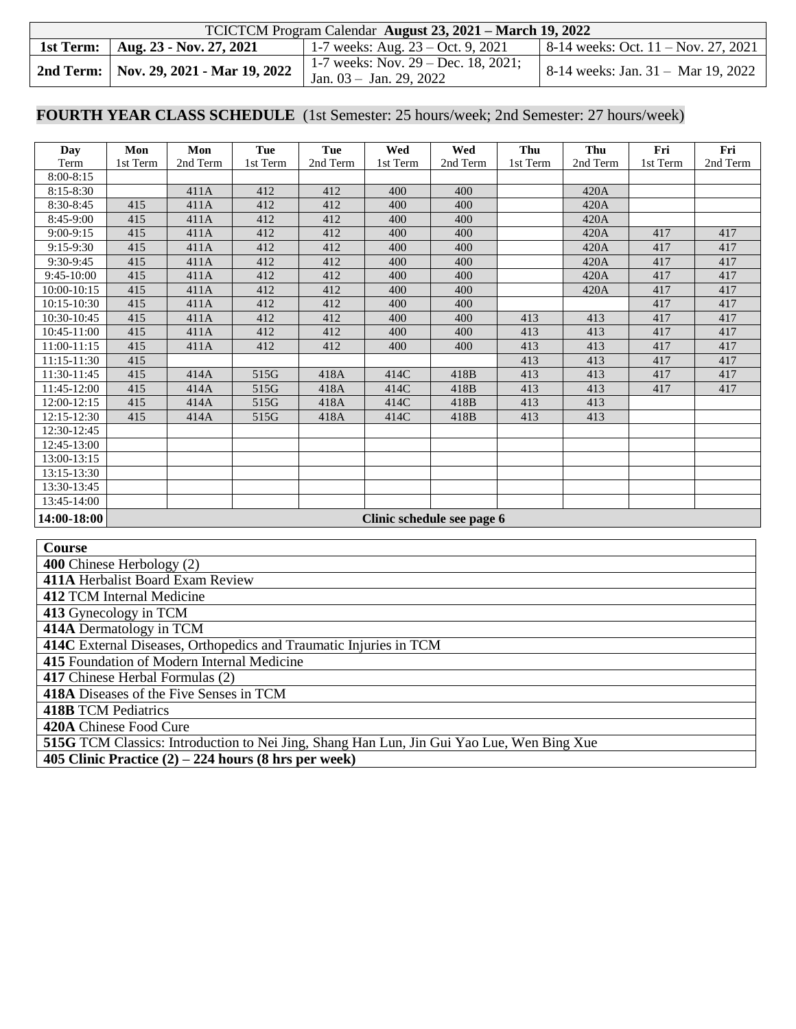| TCICTCM Program Calendar **August 23, 2021 – March 19, 2022** | | | |
|---|---|---|---|
| **1st Term:** | **Aug. 23 - Nov. 27, 2021** | 1-7 weeks: Aug. 23 – Oct. 9, 2021 | 8-14 weeks: Oct. 11 – Nov. 27, 2021 |
| **2nd Term:** | **Nov. 29, 2021 - Mar 19, 2022** | 1-7 weeks: Nov. 29 – Dec. 18, 2021; Jan. 03 – Jan. 29, 2022 | 8-14 weeks: Jan. 31 – Mar 19, 2022 |

## FOURTH YEAR CLASS SCHEDULE (1st Semester: 25 hours/week; 2nd Semester: 27 hours/week)

| Day<br>Term | Mon<br>1st Term | Mon<br>2nd Term | Tue<br>1st Term | Tue<br>2nd Term | Wed<br>1st Term | Wed<br>2nd Term | Thu<br>1st Term | Thu<br>2nd Term | Fri<br>1st Term | Fri<br>2nd Term |
|---|---|---|---|---|---|---|---|---|---|---|
| 8:00-8:15 | | | | | | | | | | |
| 8:15-8:30 | | 411A | 412 | 412 | 400 | 400 | | 420A | | |
| 8:30-8:45 | 415 | 411A | 412 | 412 | 400 | 400 | | 420A | | |
| 8:45-9:00 | 415 | 411A | 412 | 412 | 400 | 400 | | 420A | | |
| 9:00-9:15 | 415 | 411A | 412 | 412 | 400 | 400 | | 420A | 417 | 417 |
| 9:15-9:30 | 415 | 411A | 412 | 412 | 400 | 400 | | 420A | 417 | 417 |
| 9:30-9:45 | 415 | 411A | 412 | 412 | 400 | 400 | | 420A | 417 | 417 |
| 9:45-10:00 | 415 | 411A | 412 | 412 | 400 | 400 | | 420A | 417 | 417 |
| 10:00-10:15 | 415 | 411A | 412 | 412 | 400 | 400 | | 420A | 417 | 417 |
| 10:15-10:30 | 415 | 411A | 412 | 412 | 400 | 400 | | | 417 | 417 |
| 10:30-10:45 | 415 | 411A | 412 | 412 | 400 | 400 | 413 | 413 | 417 | 417 |
| 10:45-11:00 | 415 | 411A | 412 | 412 | 400 | 400 | 413 | 413 | 417 | 417 |
| 11:00-11:15 | 415 | 411A | 412 | 412 | 400 | 400 | 413 | 413 | 417 | 417 |
| 11:15-11:30 | 415 | | | | | | 413 | 413 | 417 | 417 |
| 11:30-11:45 | 415 | 414A | 515G | 418A | 414C | 418B | 413 | 413 | 417 | 417 |
| 11:45-12:00 | 415 | 414A | 515G | 418A | 414C | 418B | 413 | 413 | 417 | 417 |
| 12:00-12:15 | 415 | 414A | 515G | 418A | 414C | 418B | 413 | 413 | | |
| 12:15-12:30 | 415 | 414A | 515G | 418A | 414C | 418B | 413 | 413 | | |
| 12:30-12:45 | | | | | | | | | | |
| 12:45-13:00 | | | | | | | | | | |
| 13:00-13:15 | | | | | | | | | | |
| 13:15-13:30 | | | | | | | | | | |
| 13:30-13:45 | | | | | | | | | | |
| 13:45-14:00 | | | | | | | | | | |
| **14:00-18:00** | **Clinic schedule see page 6** | | | | | | | | | |

| Course |
|---|
| **400** Chinese Herbology (2) |
| **411A** Herbalist Board Exam Review |
| **412** TCM Internal Medicine |
| **413** Gynecology in TCM |
| **414A** Dermatology in TCM |
| **414C** External Diseases, Orthopedics and Traumatic Injuries in TCM |
| **415** Foundation of Modern Internal Medicine |
| **417** Chinese Herbal Formulas (2) |
| **418A** Diseases of the Five Senses in TCM |
| **418B** TCM Pediatrics |
| **420A** Chinese Food Cure |
| **515G** TCM Classics: Introduction to Nei Jing, Shang Han Lun, Jin Gui Yao Lue, Wen Bing Xue |
| **405 Clinic Practice (2) – 224 hours (8 hrs per week)** |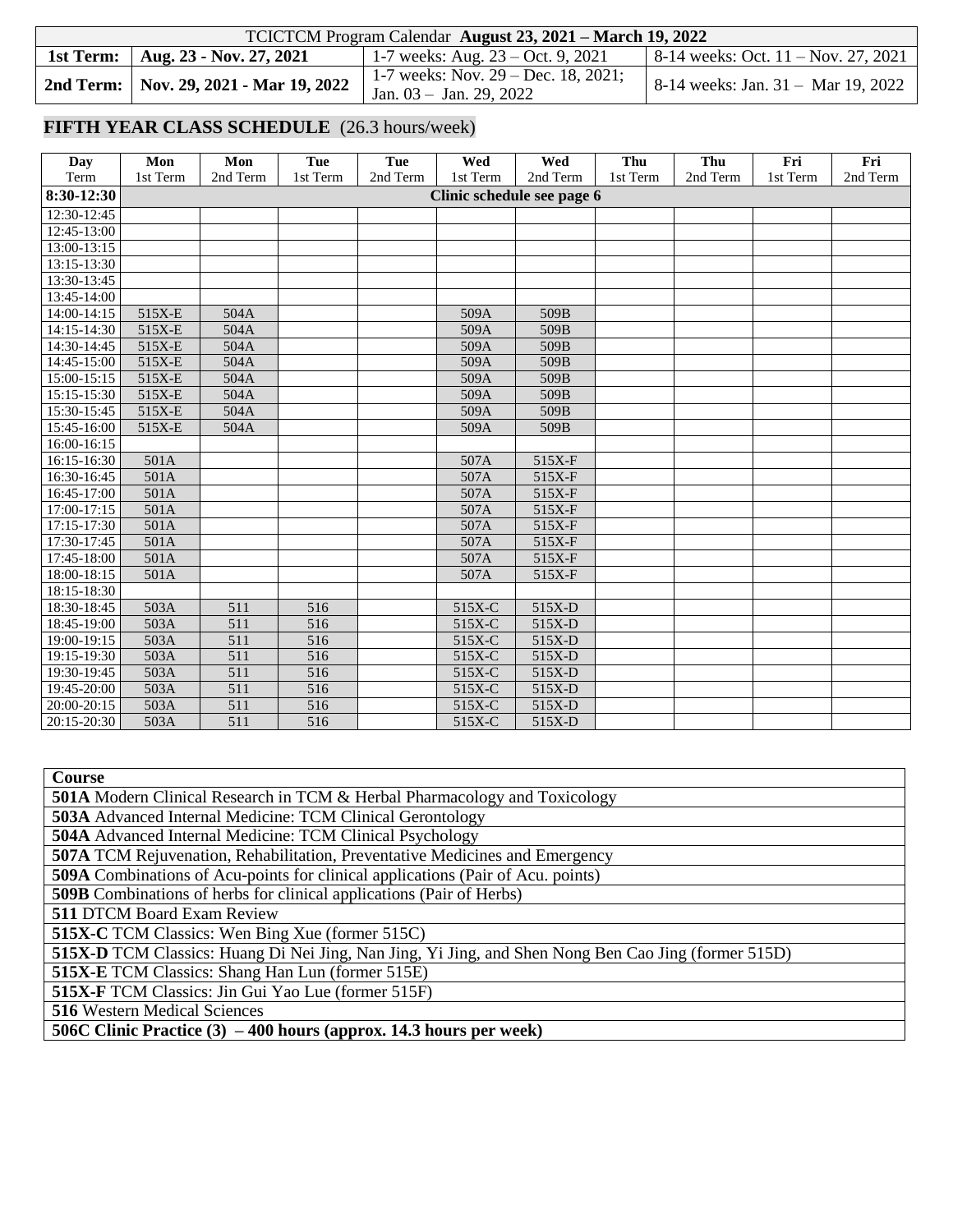| TCICTCM Program Calendar **August 23, 2021 – March 19, 2022** | | | |
|---|---|---|---|
| **1st Term:** | **Aug. 23 - Nov. 27, 2021** | 1-7 weeks: Aug. 23 – Oct. 9, 2021 | 8-14 weeks: Oct. 11 – Nov. 27, 2021 |
| **2nd Term:** | **Nov. 29, 2021 - Mar 19, 2022** | 1-7 weeks: Nov. 29 – Dec. 18, 2021; Jan. 03 – Jan. 29, 2022 | 8-14 weeks: Jan. 31 – Mar 19, 2022 |

## FIFTH YEAR CLASS SCHEDULE (26.3 hours/week)

| Day<br>Term | Mon<br>1st Term | Mon<br>2nd Term | Tue<br>1st Term | Tue<br>2nd Term | Wed<br>1st Term | Wed<br>2nd Term | Thu<br>1st Term | Thu<br>2nd Term | Fri<br>1st Term | Fri<br>2nd Term |
|---|---|---|---|---|---|---|---|---|---|---|
| **8:30-12:30** | **Clinic schedule see page 6** | | | | | | | | | |
| 12:30-12:45 | | | | | | | | | | |
| 12:45-13:00 | | | | | | | | | | |
| 13:00-13:15 | | | | | | | | | | |
| 13:15-13:30 | | | | | | | | | | |
| 13:30-13:45 | | | | | | | | | | |
| 13:45-14:00 | | | | | | | | | | |
| 14:00-14:15 | 515X-E | 504A | | | 509A | 509B | | | | |
| 14:15-14:30 | 515X-E | 504A | | | 509A | 509B | | | | |
| 14:30-14:45 | 515X-E | 504A | | | 509A | 509B | | | | |
| 14:45-15:00 | 515X-E | 504A | | | 509A | 509B | | | | |
| 15:00-15:15 | 515X-E | 504A | | | 509A | 509B | | | | |
| 15:15-15:30 | 515X-E | 504A | | | 509A | 509B | | | | |
| 15:30-15:45 | 515X-E | 504A | | | 509A | 509B | | | | |
| 15:45-16:00 | 515X-E | 504A | | | 509A | 509B | | | | |
| 16:00-16:15 | | | | | | | | | | |
| 16:15-16:30 | 501A | | | | 507A | 515X-F | | | | |
| 16:30-16:45 | 501A | | | | 507A | 515X-F | | | | |
| 16:45-17:00 | 501A | | | | 507A | 515X-F | | | | |
| 17:00-17:15 | 501A | | | | 507A | 515X-F | | | | |
| 17:15-17:30 | 501A | | | | 507A | 515X-F | | | | |
| 17:30-17:45 | 501A | | | | 507A | 515X-F | | | | |
| 17:45-18:00 | 501A | | | | 507A | 515X-F | | | | |
| 18:00-18:15 | 501A | | | | 507A | 515X-F | | | | |
| 18:15-18:30 | | | | | | | | | | |
| 18:30-18:45 | 503A | 511 | 516 | | 515X-C | 515X-D | | | | |
| 18:45-19:00 | 503A | 511 | 516 | | 515X-C | 515X-D | | | | |
| 19:00-19:15 | 503A | 511 | 516 | | 515X-C | 515X-D | | | | |
| 19:15-19:30 | 503A | 511 | 516 | | 515X-C | 515X-D | | | | |
| 19:30-19:45 | 503A | 511 | 516 | | 515X-C | 515X-D | | | | |
| 19:45-20:00 | 503A | 511 | 516 | | 515X-C | 515X-D | | | | |
| 20:00-20:15 | 503A | 511 | 516 | | 515X-C | 515X-D | | | | |
| 20:15-20:30 | 503A | 511 | 516 | | 515X-C | 515X-D | | | | |

| Course |
|---|
| **501A** Modern Clinical Research in TCM & Herbal Pharmacology and Toxicology |
| **503A** Advanced Internal Medicine: TCM Clinical Gerontology |
| **504A** Advanced Internal Medicine: TCM Clinical Psychology |
| **507A** TCM Rejuvenation, Rehabilitation, Preventative Medicines and Emergency |
| **509A** Combinations of Acu-points for clinical applications (Pair of Acu. points) |
| **509B** Combinations of herbs for clinical applications (Pair of Herbs) |
| **511** DTCM Board Exam Review |
| **515X-C** TCM Classics: Wen Bing Xue (former 515C) |
| **515X-D** TCM Classics: Huang Di Nei Jing, Nan Jing, Yi Jing, and Shen Nong Ben Cao Jing (former 515D) |
| **515X-E** TCM Classics: Shang Han Lun (former 515E) |
| **515X-F** TCM Classics: Jin Gui Yao Lue (former 515F) |
| **516** Western Medical Sciences |
| **506C Clinic Practice (3) – 400 hours (approx. 14.3 hours per week)** |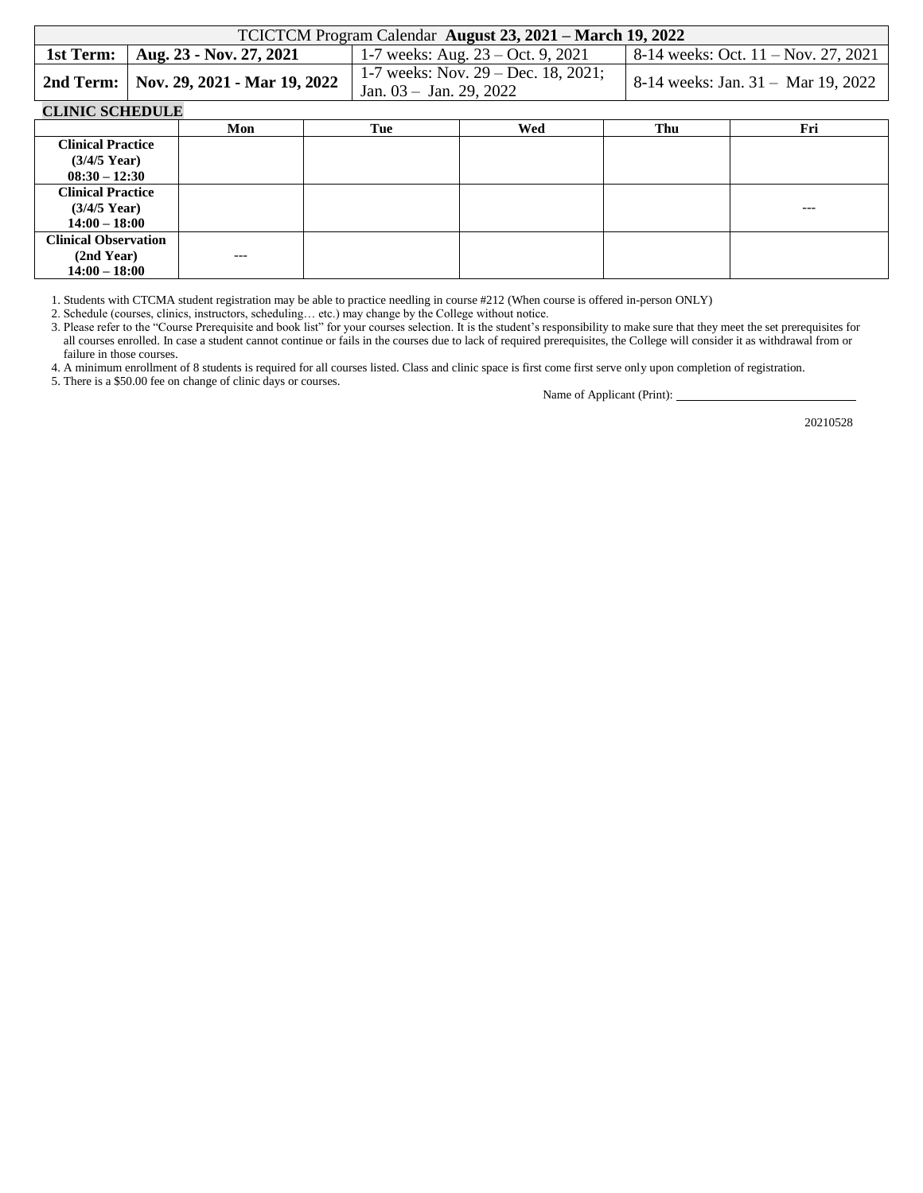| TCICTCM Program Calendar **August 23, 2021 – March 19, 2022** | | | |
|---|---|---|---|
| **1st Term:** | **Aug. 23 - Nov. 27, 2021** | 1-7 weeks: Aug. 23 – Oct. 9, 2021 | 8-14 weeks: Oct. 11 – Nov. 27, 2021 |
| **2nd Term:** | **Nov. 29, 2021 - Mar 19, 2022** | 1-7 weeks: Nov. 29 – Dec. 18, 2021; Jan. 03 – Jan. 29, 2022 | 8-14 weeks: Jan. 31 – Mar 19, 2022 |

**CLINIC SCHEDULE**

| | Mon | Tue | Wed | Thu | Fri |
|---|---|---|---|---|---|
| **Clinical Practice (3/4/5 Year) 08:30 – 12:30** | | | | | |
| **Clinical Practice (3/4/5 Year) 14:00 – 18:00** | | | | | --- |
| **Clinical Observation (2nd Year) 14:00 – 18:00** | --- | | | | |

1. Students with CTCMA student registration may be able to practice needling in course #212 (When course is offered in-person ONLY)
2. Schedule (courses, clinics, instructors, scheduling… etc.) may change by the College without notice.
3. Please refer to the "Course Prerequisite and book list" for your courses selection. It is the student's responsibility to make sure that they meet the set prerequisites for all courses enrolled. In case a student cannot continue or fails in the courses due to lack of required prerequisites, the College will consider it as withdrawal from or failure in those courses.
4. A minimum enrollment of 8 students is required for all courses listed. Class and clinic space is first come first serve only upon completion of registration.
5. There is a $50.00 fee on change of clinic days or courses.

Name of Applicant (Print): ______________________________

20210528